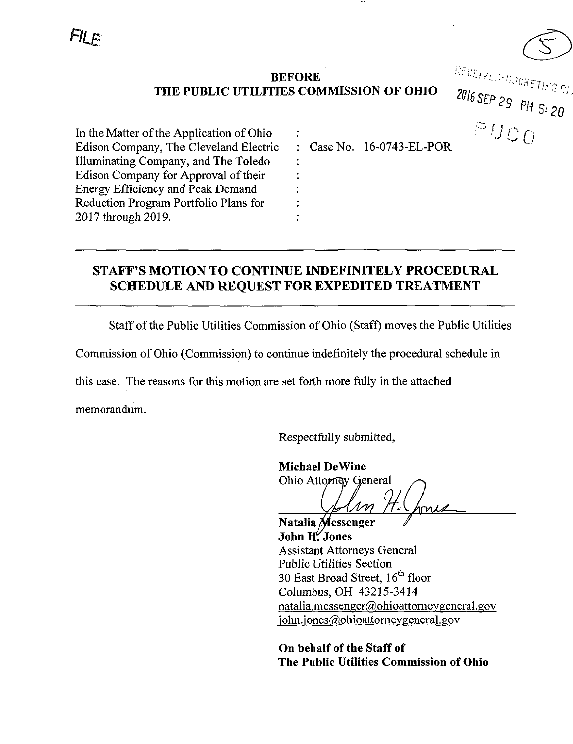FILE

**BEFORE**
**THE PUBLIC UTILITIES COMMISSION OF OHIO**

RECEIVED-DOCKETING DIV
2016 SEP 29 PM 5:20
PUCO

| | | |
|---|---|---|
| In the Matter of the Application of Ohio Edison Company, The Cleveland Electric Illuminating Company, and The Toledo Edison Company for Approval of their Energy Efficiency and Peak Demand Reduction Program Portfolio Plans for 2017 through 2019. | : | Case No. 16-0743-EL-POR |

## STAFF'S MOTION TO CONTINUE INDEFINITELY PROCEDURAL SCHEDULE AND REQUEST FOR EXPEDITED TREATMENT

Staff of the Public Utilities Commission of Ohio (Staff) moves the Public Utilities Commission of Ohio (Commission) to continue indefinitely the procedural schedule in this case. The reasons for this motion are set forth more fully in the attached memorandum.

Respectfully submitted,

**Michael DeWine**
Ohio Attorney General

**Natalia Messenger**
**John H. Jones**
Assistant Attorneys General
Public Utilities Section
30 East Broad Street, 16th floor
Columbus, OH 43215-3414
natalia.messenger@ohioattorneygeneral.gov
john.jones@ohioattorneygeneral.gov

**On behalf of the Staff of**
**The Public Utilities Commission of Ohio**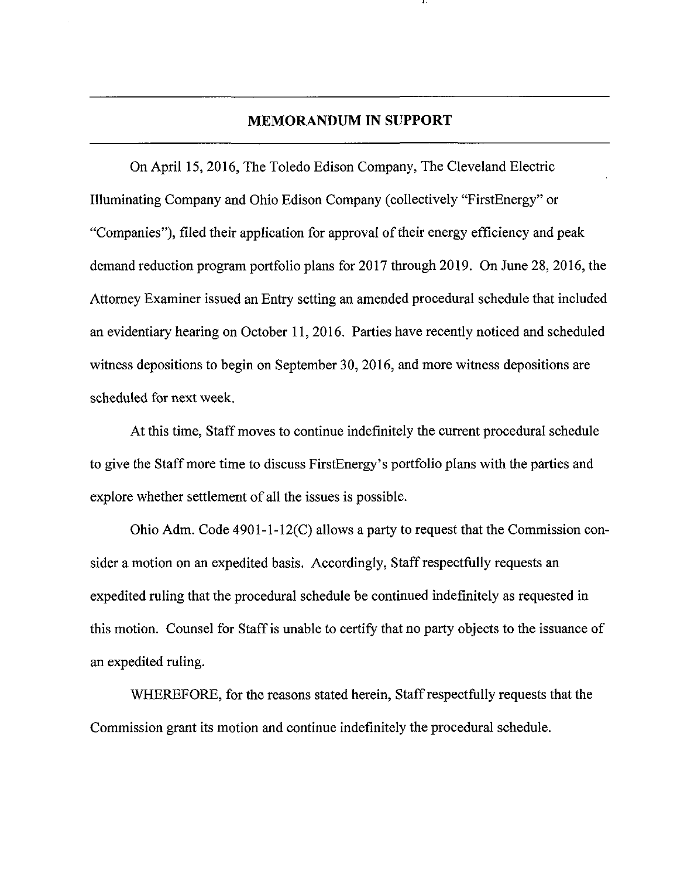## MEMORANDUM IN SUPPORT

On April 15, 2016, The Toledo Edison Company, The Cleveland Electric Illuminating Company and Ohio Edison Company (collectively "FirstEnergy" or "Companies"), filed their application for approval of their energy efficiency and peak demand reduction program portfolio plans for 2017 through 2019. On June 28, 2016, the Attorney Examiner issued an Entry setting an amended procedural schedule that included an evidentiary hearing on October 11, 2016. Parties have recently noticed and scheduled witness depositions to begin on September 30, 2016, and more witness depositions are scheduled for next week.

At this time, Staff moves to continue indefinitely the current procedural schedule to give the Staff more time to discuss FirstEnergy's portfolio plans with the parties and explore whether settlement of all the issues is possible.

Ohio Adm. Code 4901-1-12(C) allows a party to request that the Commission consider a motion on an expedited basis. Accordingly, Staff respectfully requests an expedited ruling that the procedural schedule be continued indefinitely as requested in this motion. Counsel for Staff is unable to certify that no party objects to the issuance of an expedited ruling.

WHEREFORE, for the reasons stated herein, Staff respectfully requests that the Commission grant its motion and continue indefinitely the procedural schedule.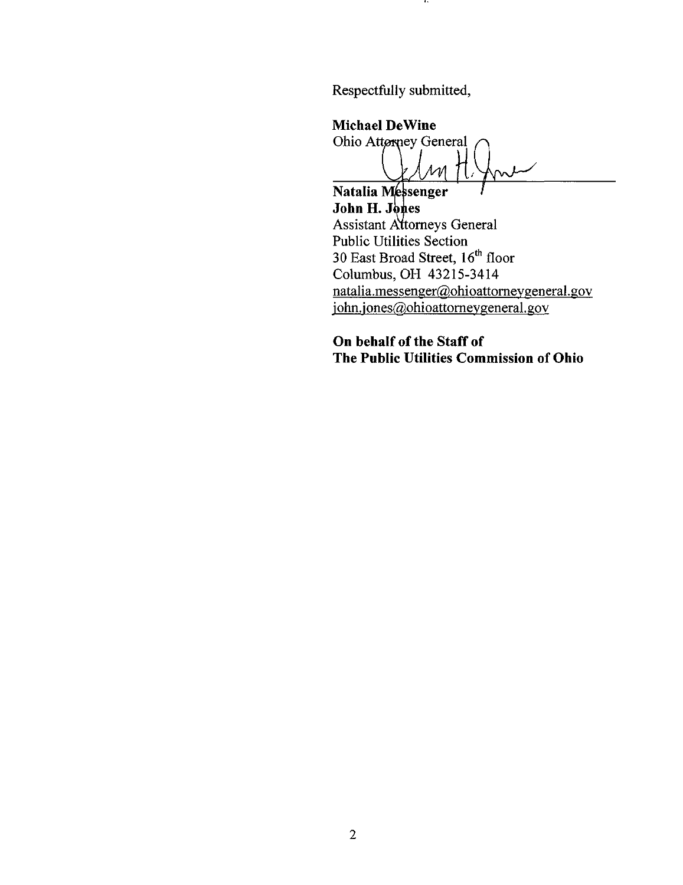Respectfully submitted,

**Michael DeWine**
Ohio Attorney General

**Natalia Messenger**
**John H. Jones**
Assistant Attorneys General
Public Utilities Section
30 East Broad Street, 16th floor
Columbus, OH 43215-3414
natalia.messenger@ohioattorneygeneral.gov
john.jones@ohioattorneygeneral.gov

**On behalf of the Staff of**
**The Public Utilities Commission of Ohio**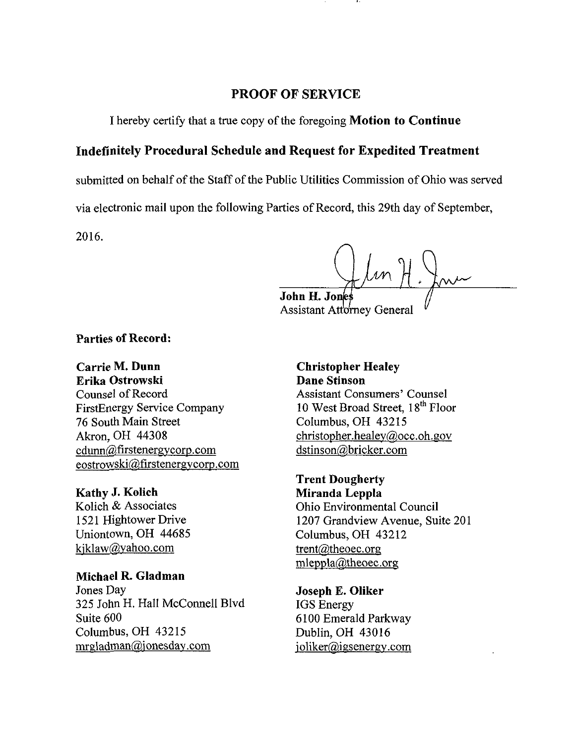## PROOF OF SERVICE

I hereby certify that a true copy of the foregoing **Motion to Continue Indefinitely Procedural Schedule and Request for Expedited Treatment** submitted on behalf of the Staff of the Public Utilities Commission of Ohio was served via electronic mail upon the following Parties of Record, this 29th day of September, 2016.

**John H. Jones**
Assistant Attorney General

**Parties of Record:**

**Carrie M. Dunn**
**Erika Ostrowski**
Counsel of Record
FirstEnergy Service Company
76 South Main Street
Akron, OH 44308
cdunn@firstenergycorp.com
eostrowski@firstenergycorp.com

**Kathy J. Kolich**
Kolich & Associates
1521 Hightower Drive
Uniontown, OH 44685
kjklaw@yahoo.com

**Michael R. Gladman**
Jones Day
325 John H. Hall McConnell Blvd
Suite 600
Columbus, OH 43215
mrgladman@jonesday.com

**Christopher Healey**
**Dane Stinson**
Assistant Consumers' Counsel
10 West Broad Street, 18th Floor
Columbus, OH 43215
christopher.healey@occ.oh.gov
dstinson@bricker.com

**Trent Dougherty**
**Miranda Leppla**
Ohio Environmental Council
1207 Grandview Avenue, Suite 201
Columbus, OH 43212
trent@theoec.org
mleppla@theoec.org

**Joseph E. Oliker**
IGS Energy
6100 Emerald Parkway
Dublin, OH 43016
joliker@igsenergy.com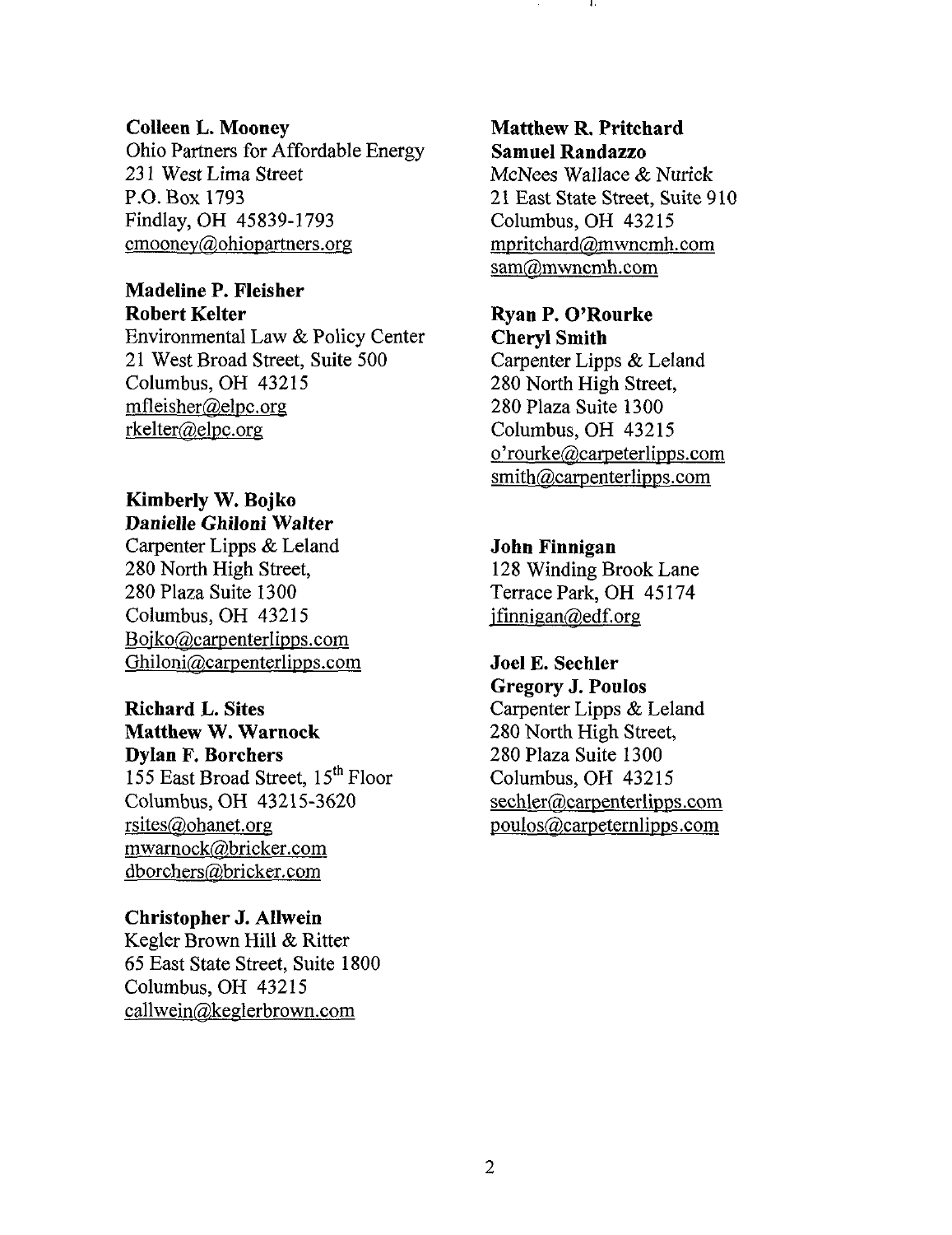**Colleen L. Mooney**
Ohio Partners for Affordable Energy
231 West Lima Street
P.O. Box 1793
Findlay, OH 45839-1793
cmooney@ohiopartners.org

**Madeline P. Fleisher**
**Robert Kelter**
Environmental Law & Policy Center
21 West Broad Street, Suite 500
Columbus, OH 43215
mfleisher@elpc.org
rkelter@elpc.org

**Kimberly W. Bojko**
***Danielle Ghiloni Walter***
Carpenter Lipps & Leland
280 North High Street,
280 Plaza Suite 1300
Columbus, OH 43215
Bojko@carpenterlipps.com
Ghiloni@carpenterlipps.com

**Richard L. Sites**
**Matthew W. Warnock**
**Dylan F. Borchers**
155 East Broad Street, 15th Floor
Columbus, OH 43215-3620
rsites@ohanet.org
mwarnock@bricker.com
dborchers@bricker.com

**Christopher J. Allwein**
Kegler Brown Hill & Ritter
65 East State Street, Suite 1800
Columbus, OH 43215
callwein@keglerbrown.com

**Matthew R. Pritchard**
**Samuel Randazzo**
McNees Wallace & Nurick
21 East State Street, Suite 910
Columbus, OH 43215
mpritchard@mwncmh.com
sam@mwncmh.com

**Ryan P. O'Rourke**
**Cheryl Smith**
Carpenter Lipps & Leland
280 North High Street,
280 Plaza Suite 1300
Columbus, OH 43215
o'rourke@carpeterlipps.com
smith@carpenterlipps.com

**John Finnigan**
128 Winding Brook Lane
Terrace Park, OH 45174
jfinnigan@edf.org

**Joel E. Sechler**
**Gregory J. Poulos**
Carpenter Lipps & Leland
280 North High Street,
280 Plaza Suite 1300
Columbus, OH 43215
sechler@carpenterlipps.com
poulos@carpeternlipps.com